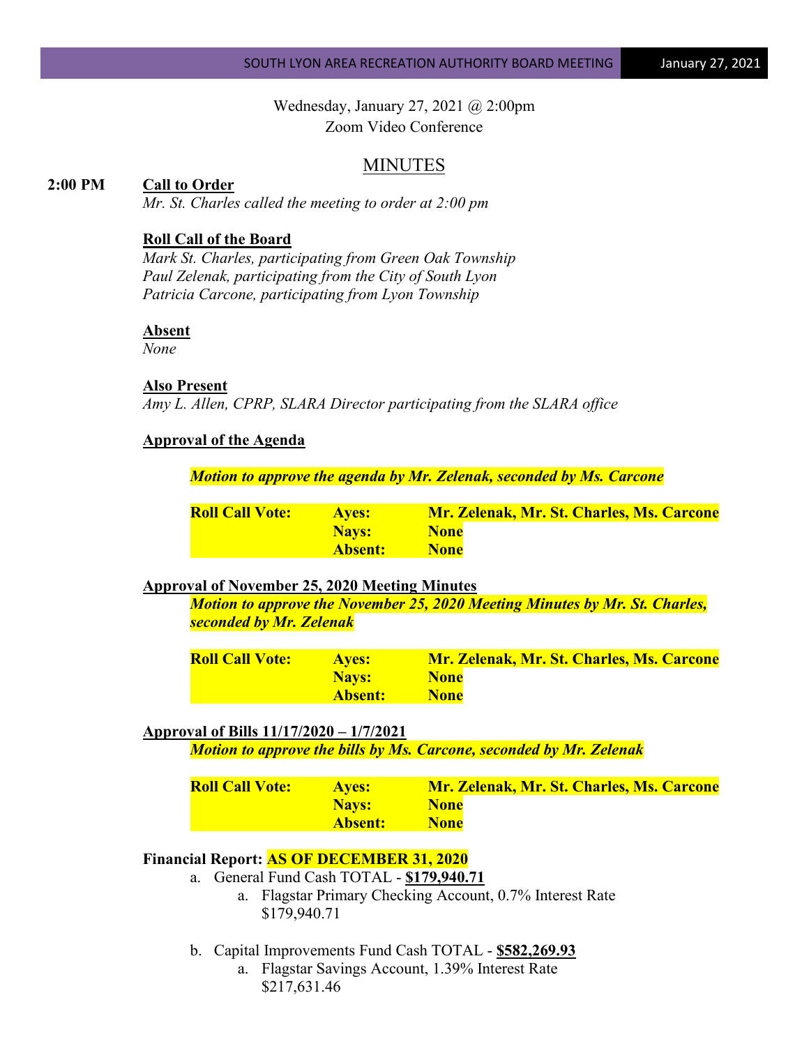Wednesday, January 27, 2021 @ 2:00pm
Zoom Video Conference

# MINUTES

**2:00 PM** **Call to Order**

*Mr. St. Charles called the meeting to order at 2:00 pm*

**Roll Call of the Board**

*Mark St. Charles, participating from Green Oak Township*
*Paul Zelenak, participating from the City of South Lyon*
*Patricia Carcone, participating from Lyon Township*

**Absent**

*None*

**Also Present**

*Amy L. Allen, CPRP, SLARA Director participating from the SLARA office*

**Approval of the Agenda**

***Motion to approve the agenda by Mr. Zelenak, seconded by Ms. Carcone***

| | | |
|---|---|---|
| **Roll Call Vote:** | **Ayes:** | **Mr. Zelenak, Mr. St. Charles, Ms. Carcone** |
| | **Nays:** | **None** |
| | **Absent:** | **None** |

**Approval of November 25, 2020 Meeting Minutes**

***Motion to approve the November 25, 2020 Meeting Minutes by Mr. St. Charles, seconded by Mr. Zelenak***

| | | |
|---|---|---|
| **Roll Call Vote:** | **Ayes:** | **Mr. Zelenak, Mr. St. Charles, Ms. Carcone** |
| | **Nays:** | **None** |
| | **Absent:** | **None** |

**Approval of Bills 11/17/2020 – 1/7/2021**

***Motion to approve the bills by Ms. Carcone, seconded by Mr. Zelenak***

| | | |
|---|---|---|
| **Roll Call Vote:** | **Ayes:** | **Mr. Zelenak, Mr. St. Charles, Ms. Carcone** |
| | **Nays:** | **None** |
| | **Absent:** | **None** |

**Financial Report: AS OF DECEMBER 31, 2020**

a. General Fund Cash TOTAL - **$179,940.71**
   a. Flagstar Primary Checking Account, 0.7% Interest Rate
      $179,940.71

b. Capital Improvements Fund Cash TOTAL - **$582,269.93**
   a. Flagstar Savings Account, 1.39% Interest Rate
      $217,631.46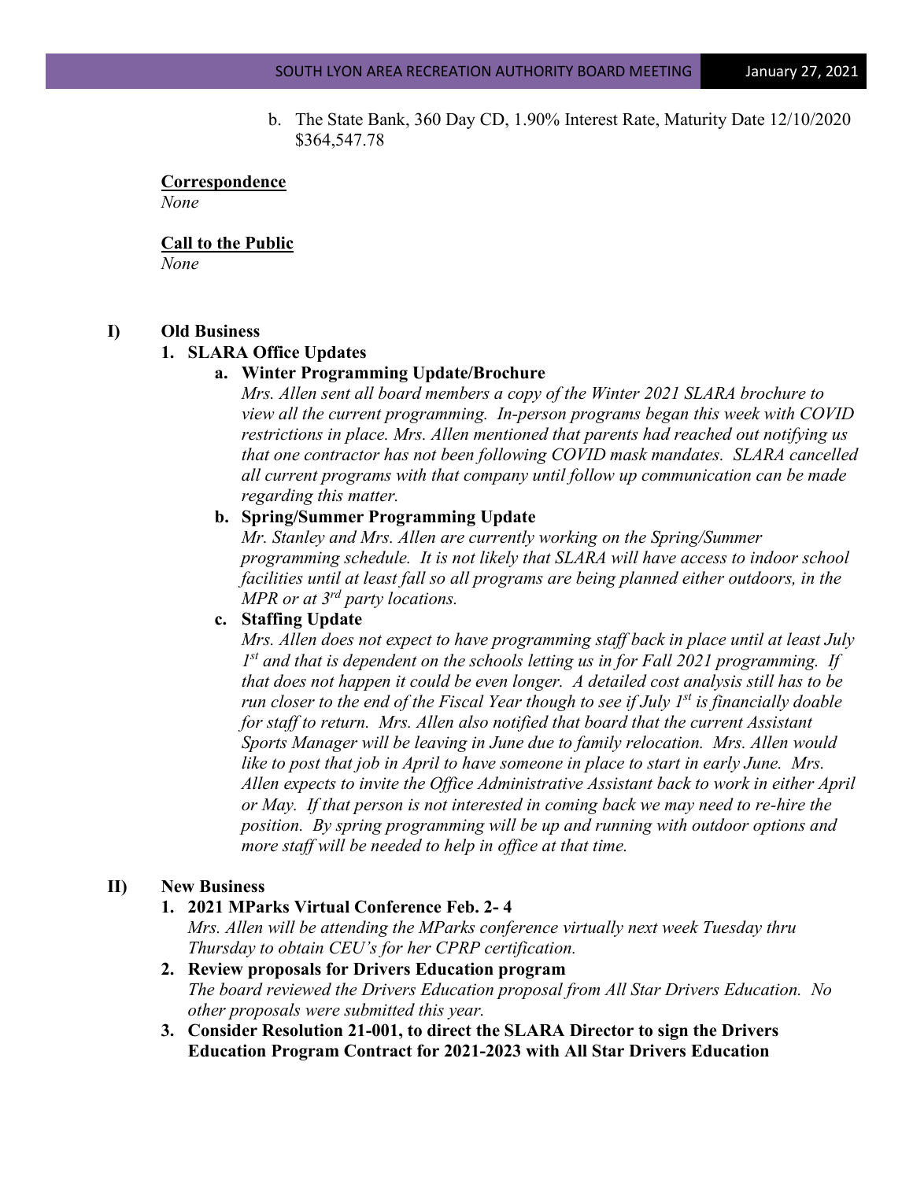b. The State Bank, 360 Day CD, 1.90% Interest Rate, Maturity Date 12/10/2020 $364,547.78

**Correspondence**

*None*

**Call to the Public**

*None*

**I) Old Business**

**1. SLARA Office Updates**

**a. Winter Programming Update/Brochure**

*Mrs. Allen sent all board members a copy of the Winter 2021 SLARA brochure to view all the current programming. In-person programs began this week with COVID restrictions in place. Mrs. Allen mentioned that parents had reached out notifying us that one contractor has not been following COVID mask mandates. SLARA cancelled all current programs with that company until follow up communication can be made regarding this matter.*

**b. Spring/Summer Programming Update**

*Mr. Stanley and Mrs. Allen are currently working on the Spring/Summer programming schedule. It is not likely that SLARA will have access to indoor school facilities until at least fall so all programs are being planned either outdoors, in the MPR or at 3rd party locations.*

**c. Staffing Update**

*Mrs. Allen does not expect to have programming staff back in place until at least July 1st and that is dependent on the schools letting us in for Fall 2021 programming. If that does not happen it could be even longer. A detailed cost analysis still has to be run closer to the end of the Fiscal Year though to see if July 1st is financially doable for staff to return. Mrs. Allen also notified that board that the current Assistant Sports Manager will be leaving in June due to family relocation. Mrs. Allen would like to post that job in April to have someone in place to start in early June. Mrs. Allen expects to invite the Office Administrative Assistant back to work in either April or May. If that person is not interested in coming back we may need to re-hire the position. By spring programming will be up and running with outdoor options and more staff will be needed to help in office at that time.*

**II) New Business**

**1. 2021 MParks Virtual Conference Feb. 2- 4**

*Mrs. Allen will be attending the MParks conference virtually next week Tuesday thru Thursday to obtain CEU's for her CPRP certification.*

**2. Review proposals for Drivers Education program**

*The board reviewed the Drivers Education proposal from All Star Drivers Education. No other proposals were submitted this year.*

**3. Consider Resolution 21-001, to direct the SLARA Director to sign the Drivers Education Program Contract for 2021-2023 with All Star Drivers Education**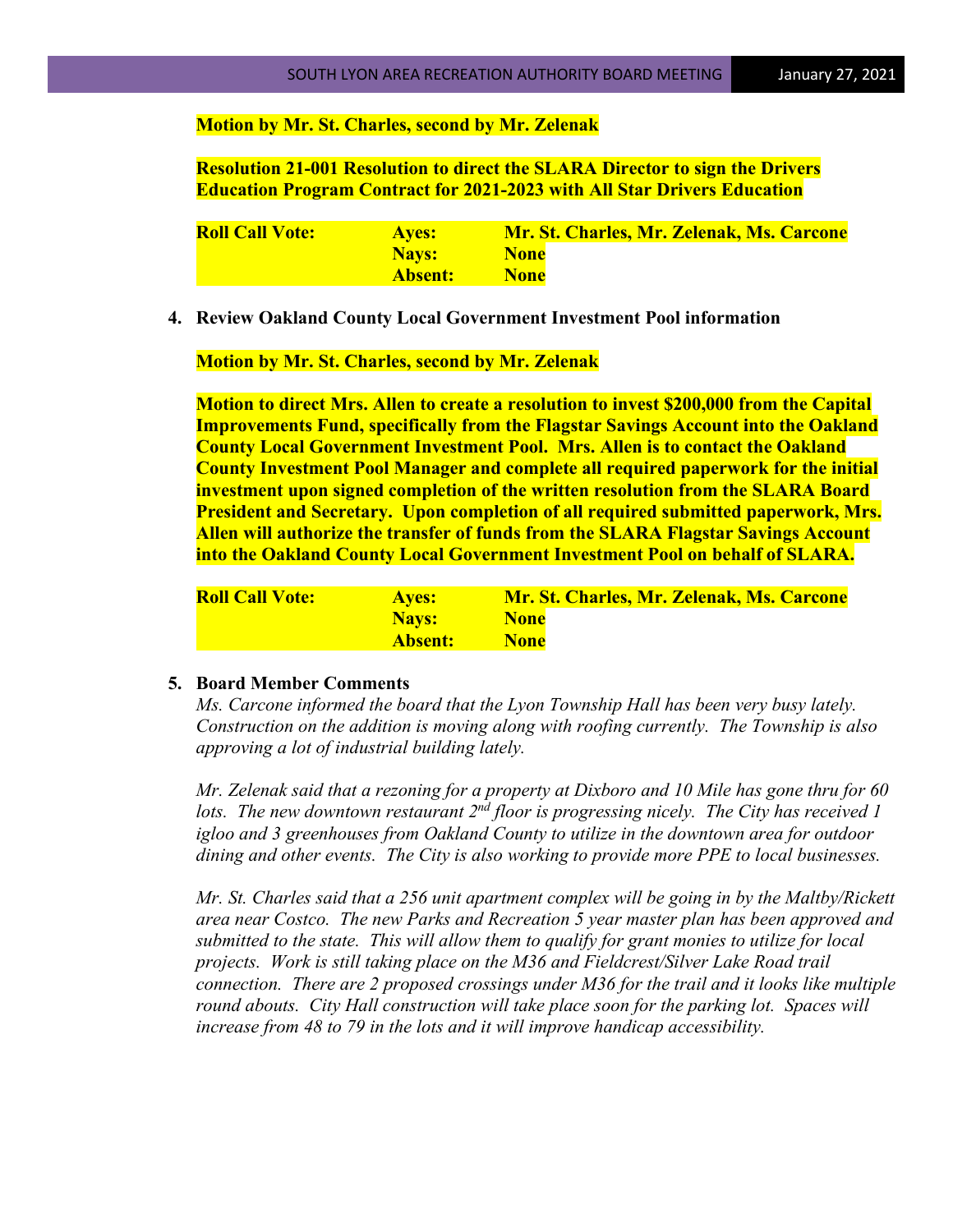**Motion by Mr. St. Charles, second by Mr. Zelenak**

**Resolution 21-001 Resolution to direct the SLARA Director to sign the Drivers Education Program Contract for 2021-2023 with All Star Drivers Education**

| **Roll Call Vote:** | **Ayes:** | **Mr. St. Charles, Mr. Zelenak, Ms. Carcone** |
|---|---|---|
| | **Nays:** | **None** |
| | **Absent:** | **None** |

4. **Review Oakland County Local Government Investment Pool information**

**Motion by Mr. St. Charles, second by Mr. Zelenak**

**Motion to direct Mrs. Allen to create a resolution to invest $200,000 from the Capital Improvements Fund, specifically from the Flagstar Savings Account into the Oakland County Local Government Investment Pool. Mrs. Allen is to contact the Oakland County Investment Pool Manager and complete all required paperwork for the initial investment upon signed completion of the written resolution from the SLARA Board President and Secretary. Upon completion of all required submitted paperwork, Mrs. Allen will authorize the transfer of funds from the SLARA Flagstar Savings Account into the Oakland County Local Government Investment Pool on behalf of SLARA.**

| **Roll Call Vote:** | **Ayes:** | **Mr. St. Charles, Mr. Zelenak, Ms. Carcone** |
|---|---|---|
| | **Nays:** | **None** |
| | **Absent:** | **None** |

5. **Board Member Comments**

*Ms. Carcone informed the board that the Lyon Township Hall has been very busy lately. Construction on the addition is moving along with roofing currently. The Township is also approving a lot of industrial building lately.*

*Mr. Zelenak said that a rezoning for a property at Dixboro and 10 Mile has gone thru for 60 lots. The new downtown restaurant 2nd floor is progressing nicely. The City has received 1 igloo and 3 greenhouses from Oakland County to utilize in the downtown area for outdoor dining and other events. The City is also working to provide more PPE to local businesses.*

*Mr. St. Charles said that a 256 unit apartment complex will be going in by the Maltby/Rickett area near Costco. The new Parks and Recreation 5 year master plan has been approved and submitted to the state. This will allow them to qualify for grant monies to utilize for local projects. Work is still taking place on the M36 and Fieldcrest/Silver Lake Road trail connection. There are 2 proposed crossings under M36 for the trail and it looks like multiple round abouts. City Hall construction will take place soon for the parking lot. Spaces will increase from 48 to 79 in the lots and it will improve handicap accessibility.*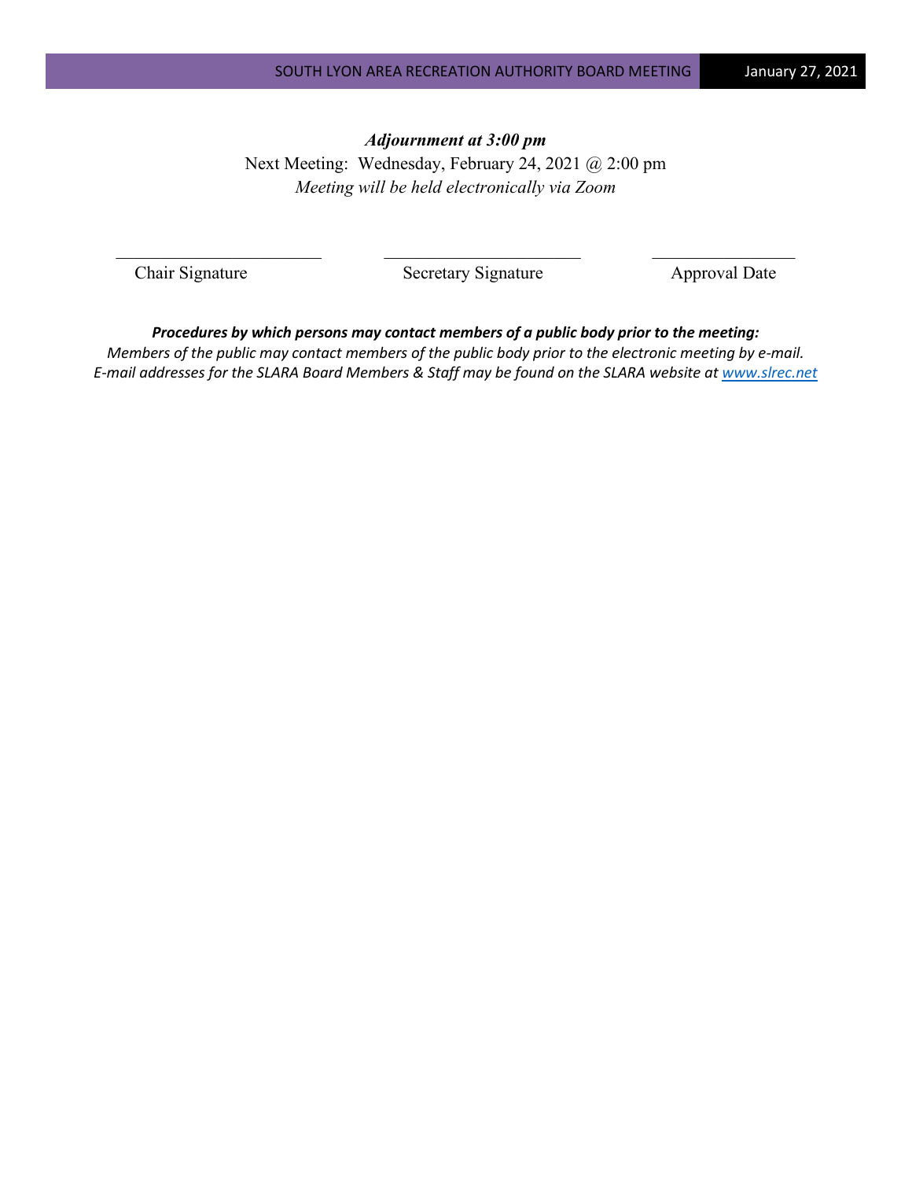***Adjournment at 3:00 pm***

Next Meeting: Wednesday, February 24, 2021 @ 2:00 pm

*Meeting will be held electronically via Zoom*

| | | |
|---|---|---|
| \_\_\_\_\_\_\_\_\_\_\_\_\_\_\_\_\_\_\_\_\_\_\_\_ | \_\_\_\_\_\_\_\_\_\_\_\_\_\_\_\_\_\_\_\_\_\_\_\_ | \_\_\_\_\_\_\_\_\_\_\_\_\_\_\_\_\_\_ |
| Chair Signature | Secretary Signature | Approval Date |

***Procedures by which persons may contact members of a public body prior to the meeting:***

*Members of the public may contact members of the public body prior to the electronic meeting by e-mail.*
*E-mail addresses for the SLARA Board Members & Staff may be found on the SLARA website at [www.slrec.net](http://www.slrec.net)*